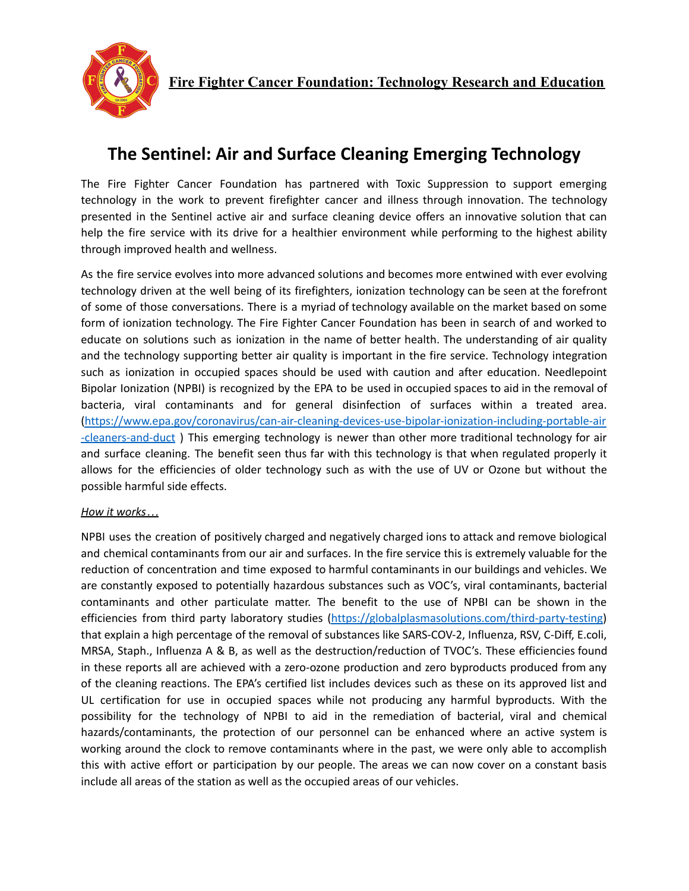**Fire Fighter Cancer Foundation: Technology Research and Education**

# The Sentinel: Air and Surface Cleaning Emerging Technology

The Fire Fighter Cancer Foundation has partnered with Toxic Suppression to support emerging technology in the work to prevent firefighter cancer and illness through innovation. The technology presented in the Sentinel active air and surface cleaning device offers an innovative solution that can help the fire service with its drive for a healthier environment while performing to the highest ability through improved health and wellness.

As the fire service evolves into more advanced solutions and becomes more entwined with ever evolving technology driven at the well being of its firefighters, ionization technology can be seen at the forefront of some of those conversations. There is a myriad of technology available on the market based on some form of ionization technology. The Fire Fighter Cancer Foundation has been in search of and worked to educate on solutions such as ionization in the name of better health. The understanding of air quality and the technology supporting better air quality is important in the fire service. Technology integration such as ionization in occupied spaces should be used with caution and after education. Needlepoint Bipolar Ionization (NPBI) is recognized by the EPA to be used in occupied spaces to aid in the removal of bacteria, viral contaminants and for general disinfection of surfaces within a treated area. (https://www.epa.gov/coronavirus/can-air-cleaning-devices-use-bipolar-ionization-including-portable-air-cleaners-and-duct ) This emerging technology is newer than other more traditional technology for air and surface cleaning. The benefit seen thus far with this technology is that when regulated properly it allows for the efficiencies of older technology such as with the use of UV or Ozone but without the possible harmful side effects.

*How it works…*

NPBI uses the creation of positively charged and negatively charged ions to attack and remove biological and chemical contaminants from our air and surfaces. In the fire service this is extremely valuable for the reduction of concentration and time exposed to harmful contaminants in our buildings and vehicles. We are constantly exposed to potentially hazardous substances such as VOC's, viral contaminants, bacterial contaminants and other particulate matter. The benefit to the use of NPBI can be shown in the efficiencies from third party laboratory studies (https://globalplasmasolutions.com/third-party-testing) that explain a high percentage of the removal of substances like SARS-COV-2, Influenza, RSV, C-Diff, E.coli, MRSA, Staph., Influenza A & B, as well as the destruction/reduction of TVOC's. These efficiencies found in these reports all are achieved with a zero-ozone production and zero byproducts produced from any of the cleaning reactions. The EPA's certified list includes devices such as these on its approved list and UL certification for use in occupied spaces while not producing any harmful byproducts. With the possibility for the technology of NPBI to aid in the remediation of bacterial, viral and chemical hazards/contaminants, the protection of our personnel can be enhanced where an active system is working around the clock to remove contaminants where in the past, we were only able to accomplish this with active effort or participation by our people. The areas we can now cover on a constant basis include all areas of the station as well as the occupied areas of our vehicles.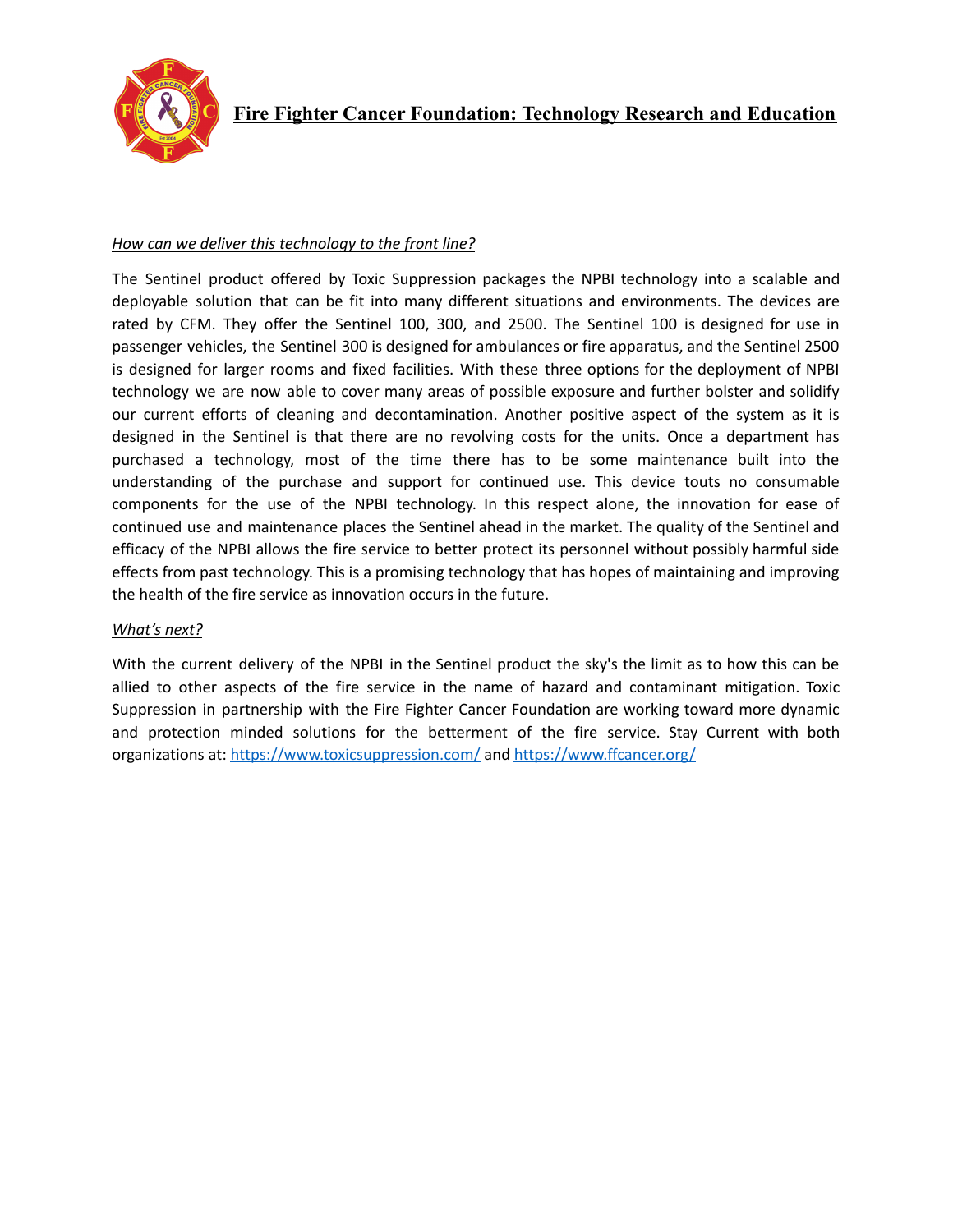**Fire Fighter Cancer Foundation: Technology Research and Education**

*How can we deliver this technology to the front line?*

The Sentinel product offered by Toxic Suppression packages the NPBI technology into a scalable and deployable solution that can be fit into many different situations and environments. The devices are rated by CFM. They offer the Sentinel 100, 300, and 2500. The Sentinel 100 is designed for use in passenger vehicles, the Sentinel 300 is designed for ambulances or fire apparatus, and the Sentinel 2500 is designed for larger rooms and fixed facilities. With these three options for the deployment of NPBI technology we are now able to cover many areas of possible exposure and further bolster and solidify our current efforts of cleaning and decontamination. Another positive aspect of the system as it is designed in the Sentinel is that there are no revolving costs for the units. Once a department has purchased a technology, most of the time there has to be some maintenance built into the understanding of the purchase and support for continued use. This device touts no consumable components for the use of the NPBI technology. In this respect alone, the innovation for ease of continued use and maintenance places the Sentinel ahead in the market. The quality of the Sentinel and efficacy of the NPBI allows the fire service to better protect its personnel without possibly harmful side effects from past technology. This is a promising technology that has hopes of maintaining and improving the health of the fire service as innovation occurs in the future.

*What's next?*

With the current delivery of the NPBI in the Sentinel product the sky's the limit as to how this can be allied to other aspects of the fire service in the name of hazard and contaminant mitigation. Toxic Suppression in partnership with the Fire Fighter Cancer Foundation are working toward more dynamic and protection minded solutions for the betterment of the fire service. Stay Current with both organizations at: https://www.toxicsuppression.com/ and https://www.ffcancer.org/